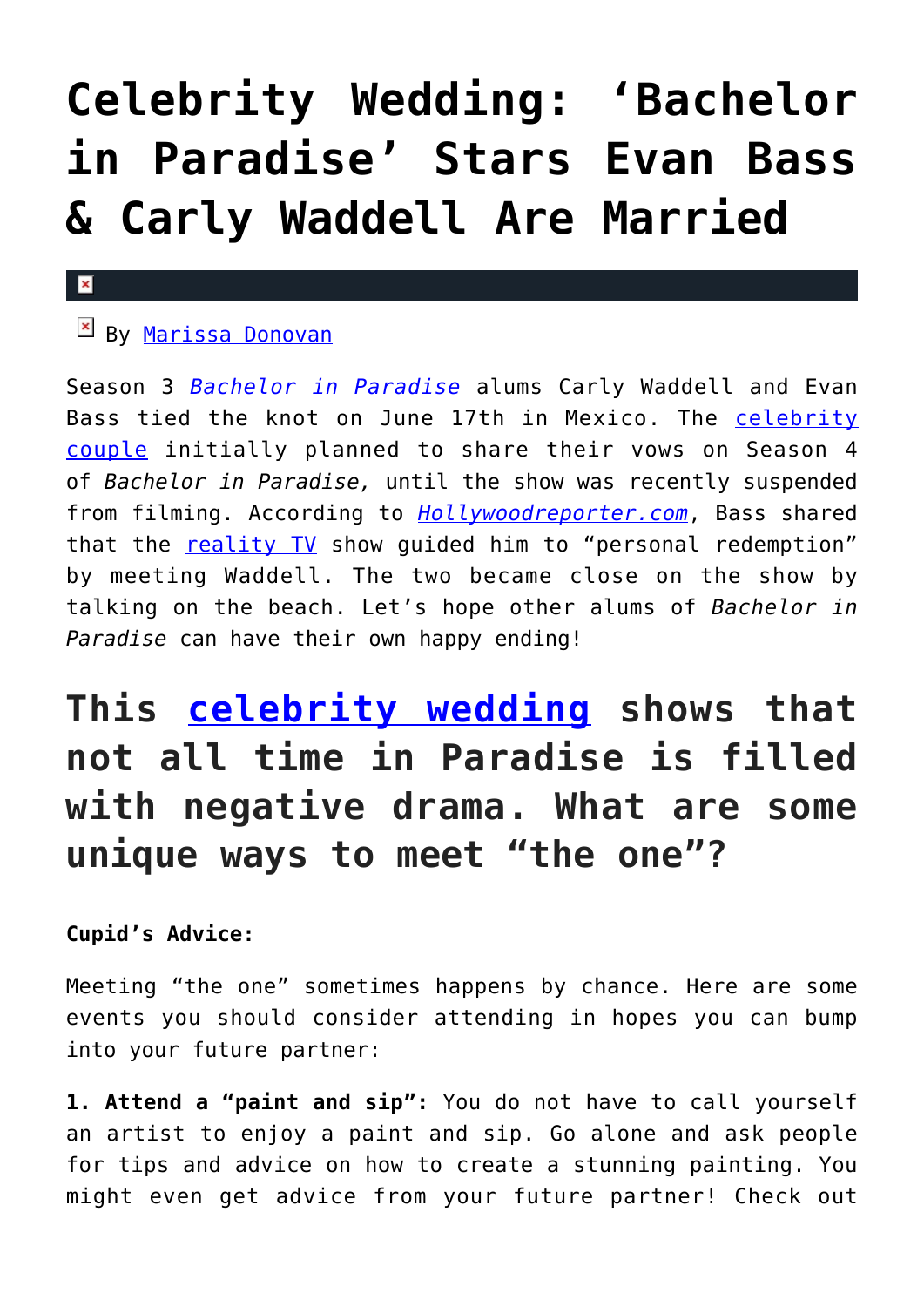# Celebrity Wedding: 'Bachelor in Paradise' Stars Evan Bass & Carly Waddell Are Married

By Marissa Donovan

Season 3 *Bachelor in Paradise* alums Carly Waddell and Evan Bass tied the knot on June 17th in Mexico. The celebrity couple initially planned to share their vows on Season 4 of *Bachelor in Paradise,* until the show was recently suspended from filming. According to *Hollywoodreporter.com*, Bass shared that the reality TV show guided him to "personal redemption" by meeting Waddell. The two became close on the show by talking on the beach. Let's hope other alums of *Bachelor in Paradise* can have their own happy ending!

## This celebrity wedding shows that not all time in Paradise is filled with negative drama. What are some unique ways to meet "the one"?

**Cupid's Advice:**

Meeting "the one" sometimes happens by chance. Here are some events you should consider attending in hopes you can bump into your future partner:

**1. Attend a "paint and sip":** You do not have to call yourself an artist to enjoy a paint and sip. Go alone and ask people for tips and advice on how to create a stunning painting. You might even get advice from your future partner! Check out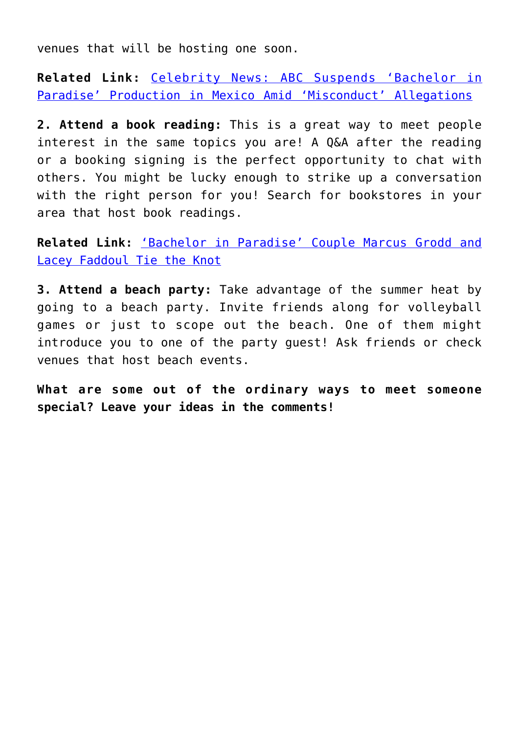venues that will be hosting one soon.

**Related Link:** [Celebrity News: ABC Suspends 'Bachelor in Paradise' Production in Mexico Amid 'Misconduct' Allegations]()

**2. Attend a book reading:** This is a great way to meet people interest in the same topics you are! A Q&A after the reading or a booking signing is the perfect opportunity to chat with others. You might be lucky enough to strike up a conversation with the right person for you! Search for bookstores in your area that host book readings.

**Related Link:** ['Bachelor in Paradise' Couple Marcus Grodd and Lacey Faddoul Tie the Knot]()

**3. Attend a beach party:** Take advantage of the summer heat by going to a beach party. Invite friends along for volleyball games or just to scope out the beach. One of them might introduce you to one of the party guest! Ask friends or check venues that host beach events.

**What are some out of the ordinary ways to meet someone special? Leave your ideas in the comments!**